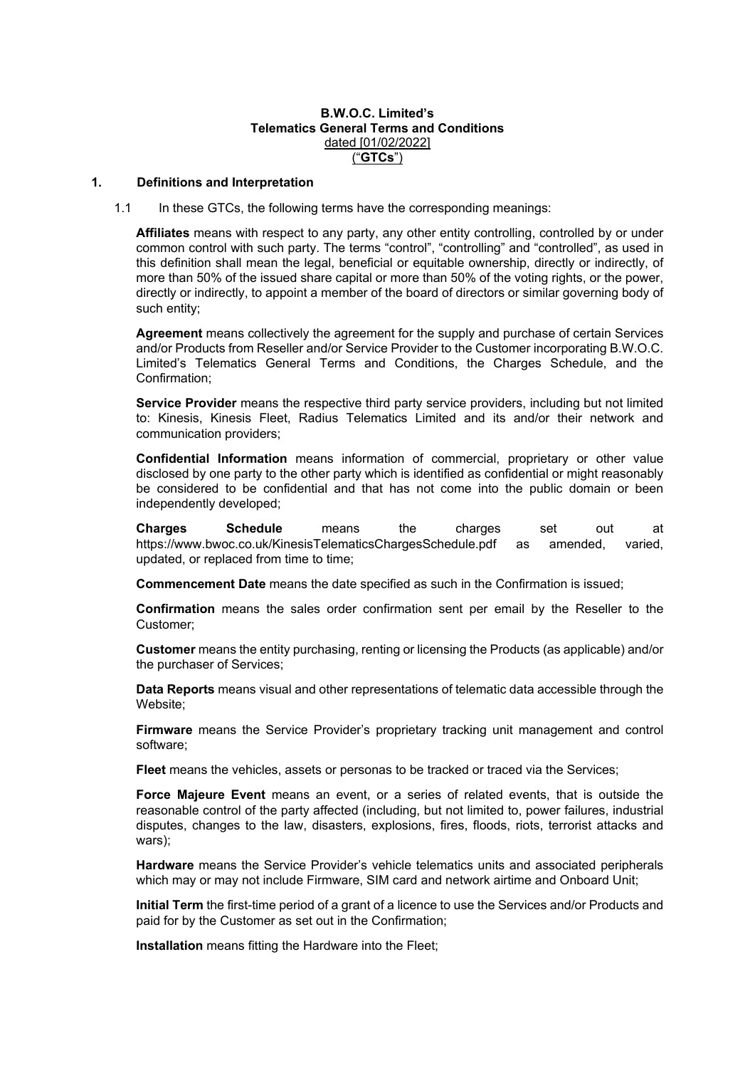**B.W.O.C. Limited's**
**Telematics General Terms and Conditions**
dated [01/02/2022]
("**GTCs**")

## 1. Definitions and Interpretation

1.1 In these GTCs, the following terms have the corresponding meanings:

**Affiliates** means with respect to any party, any other entity controlling, controlled by or under common control with such party. The terms "control", "controlling" and "controlled", as used in this definition shall mean the legal, beneficial or equitable ownership, directly or indirectly, of more than 50% of the issued share capital or more than 50% of the voting rights, or the power, directly or indirectly, to appoint a member of the board of directors or similar governing body of such entity;

**Agreement** means collectively the agreement for the supply and purchase of certain Services and/or Products from Reseller and/or Service Provider to the Customer incorporating B.W.O.C. Limited's Telematics General Terms and Conditions, the Charges Schedule, and the Confirmation;

**Service Provider** means the respective third party service providers, including but not limited to: Kinesis, Kinesis Fleet, Radius Telematics Limited and its and/or their network and communication providers;

**Confidential Information** means information of commercial, proprietary or other value disclosed by one party to the other party which is identified as confidential or might reasonably be considered to be confidential and that has not come into the public domain or been independently developed;

**Charges Schedule** means the charges set out at https://www.bwoc.co.uk/KinesisTelematicsChargesSchedule.pdf as amended, varied, updated, or replaced from time to time;

**Commencement Date** means the date specified as such in the Confirmation is issued;

**Confirmation** means the sales order confirmation sent per email by the Reseller to the Customer;

**Customer** means the entity purchasing, renting or licensing the Products (as applicable) and/or the purchaser of Services;

**Data Reports** means visual and other representations of telematic data accessible through the Website;

**Firmware** means the Service Provider's proprietary tracking unit management and control software;

**Fleet** means the vehicles, assets or personas to be tracked or traced via the Services;

**Force Majeure Event** means an event, or a series of related events, that is outside the reasonable control of the party affected (including, but not limited to, power failures, industrial disputes, changes to the law, disasters, explosions, fires, floods, riots, terrorist attacks and wars);

**Hardware** means the Service Provider's vehicle telematics units and associated peripherals which may or may not include Firmware, SIM card and network airtime and Onboard Unit;

**Initial Term** the first-time period of a grant of a licence to use the Services and/or Products and paid for by the Customer as set out in the Confirmation;

**Installation** means fitting the Hardware into the Fleet;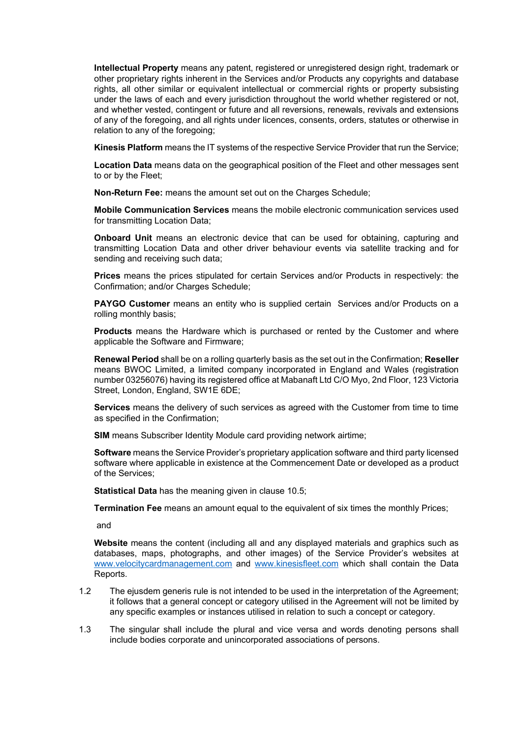**Intellectual Property** means any patent, registered or unregistered design right, trademark or other proprietary rights inherent in the Services and/or Products any copyrights and database rights, all other similar or equivalent intellectual or commercial rights or property subsisting under the laws of each and every jurisdiction throughout the world whether registered or not, and whether vested, contingent or future and all reversions, renewals, revivals and extensions of any of the foregoing, and all rights under licences, consents, orders, statutes or otherwise in relation to any of the foregoing;

**Kinesis Platform** means the IT systems of the respective Service Provider that run the Service;

**Location Data** means data on the geographical position of the Fleet and other messages sent to or by the Fleet;

**Non-Return Fee:** means the amount set out on the Charges Schedule;

**Mobile Communication Services** means the mobile electronic communication services used for transmitting Location Data;

**Onboard Unit** means an electronic device that can be used for obtaining, capturing and transmitting Location Data and other driver behaviour events via satellite tracking and for sending and receiving such data;

**Prices** means the prices stipulated for certain Services and/or Products in respectively: the Confirmation; and/or Charges Schedule;

**PAYGO Customer** means an entity who is supplied certain Services and/or Products on a rolling monthly basis;

**Products** means the Hardware which is purchased or rented by the Customer and where applicable the Software and Firmware;

**Renewal Period** shall be on a rolling quarterly basis as the set out in the Confirmation; **Reseller** means BWOC Limited, a limited company incorporated in England and Wales (registration number 03256076) having its registered office at Mabanaft Ltd C/O Myo, 2nd Floor, 123 Victoria Street, London, England, SW1E 6DE;

**Services** means the delivery of such services as agreed with the Customer from time to time as specified in the Confirmation;

**SIM** means Subscriber Identity Module card providing network airtime;

**Software** means the Service Provider's proprietary application software and third party licensed software where applicable in existence at the Commencement Date or developed as a product of the Services;

**Statistical Data** has the meaning given in clause 10.5;

**Termination Fee** means an amount equal to the equivalent of six times the monthly Prices;

and

**Website** means the content (including all and any displayed materials and graphics such as databases, maps, photographs, and other images) of the Service Provider's websites at www.velocitycardmanagement.com and www.kinesisfleet.com which shall contain the Data Reports.

1.2 The ejusdem generis rule is not intended to be used in the interpretation of the Agreement; it follows that a general concept or category utilised in the Agreement will not be limited by any specific examples or instances utilised in relation to such a concept or category.

1.3 The singular shall include the plural and vice versa and words denoting persons shall include bodies corporate and unincorporated associations of persons.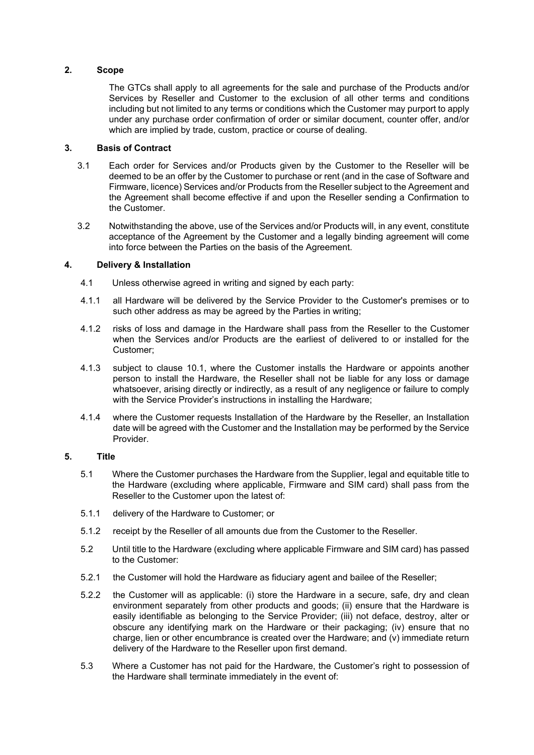## 2. Scope

The GTCs shall apply to all agreements for the sale and purchase of the Products and/or Services by Reseller and Customer to the exclusion of all other terms and conditions including but not limited to any terms or conditions which the Customer may purport to apply under any purchase order confirmation of order or similar document, counter offer, and/or which are implied by trade, custom, practice or course of dealing.

## 3. Basis of Contract

3.1 Each order for Services and/or Products given by the Customer to the Reseller will be deemed to be an offer by the Customer to purchase or rent (and in the case of Software and Firmware, licence) Services and/or Products from the Reseller subject to the Agreement and the Agreement shall become effective if and upon the Reseller sending a Confirmation to the Customer.

3.2 Notwithstanding the above, use of the Services and/or Products will, in any event, constitute acceptance of the Agreement by the Customer and a legally binding agreement will come into force between the Parties on the basis of the Agreement.

## 4. Delivery & Installation

4.1 Unless otherwise agreed in writing and signed by each party:

4.1.1 all Hardware will be delivered by the Service Provider to the Customer's premises or to such other address as may be agreed by the Parties in writing;

4.1.2 risks of loss and damage in the Hardware shall pass from the Reseller to the Customer when the Services and/or Products are the earliest of delivered to or installed for the Customer;

4.1.3 subject to clause 10.1, where the Customer installs the Hardware or appoints another person to install the Hardware, the Reseller shall not be liable for any loss or damage whatsoever, arising directly or indirectly, as a result of any negligence or failure to comply with the Service Provider's instructions in installing the Hardware;

4.1.4 where the Customer requests Installation of the Hardware by the Reseller, an Installation date will be agreed with the Customer and the Installation may be performed by the Service Provider.

## 5. Title

5.1 Where the Customer purchases the Hardware from the Supplier, legal and equitable title to the Hardware (excluding where applicable, Firmware and SIM card) shall pass from the Reseller to the Customer upon the latest of:

5.1.1 delivery of the Hardware to Customer; or

5.1.2 receipt by the Reseller of all amounts due from the Customer to the Reseller.

5.2 Until title to the Hardware (excluding where applicable Firmware and SIM card) has passed to the Customer:

5.2.1 the Customer will hold the Hardware as fiduciary agent and bailee of the Reseller;

5.2.2 the Customer will as applicable: (i) store the Hardware in a secure, safe, dry and clean environment separately from other products and goods; (ii) ensure that the Hardware is easily identifiable as belonging to the Service Provider; (iii) not deface, destroy, alter or obscure any identifying mark on the Hardware or their packaging; (iv) ensure that no charge, lien or other encumbrance is created over the Hardware; and (v) immediate return delivery of the Hardware to the Reseller upon first demand.

5.3 Where a Customer has not paid for the Hardware, the Customer's right to possession of the Hardware shall terminate immediately in the event of: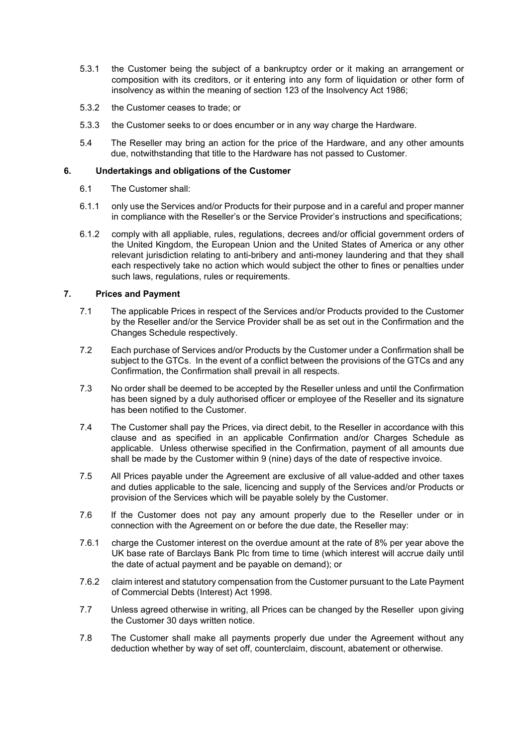5.3.1 the Customer being the subject of a bankruptcy order or it making an arrangement or composition with its creditors, or it entering into any form of liquidation or other form of insolvency as within the meaning of section 123 of the Insolvency Act 1986;

5.3.2 the Customer ceases to trade; or

5.3.3 the Customer seeks to or does encumber or in any way charge the Hardware.

5.4 The Reseller may bring an action for the price of the Hardware, and any other amounts due, notwithstanding that title to the Hardware has not passed to Customer.

## 6. Undertakings and obligations of the Customer

6.1 The Customer shall:

6.1.1 only use the Services and/or Products for their purpose and in a careful and proper manner in compliance with the Reseller's or the Service Provider's instructions and specifications;

6.1.2 comply with all appliable, rules, regulations, decrees and/or official government orders of the United Kingdom, the European Union and the United States of America or any other relevant jurisdiction relating to anti-bribery and anti-money laundering and that they shall each respectively take no action which would subject the other to fines or penalties under such laws, regulations, rules or requirements.

## 7. Prices and Payment

7.1 The applicable Prices in respect of the Services and/or Products provided to the Customer by the Reseller and/or the Service Provider shall be as set out in the Confirmation and the Changes Schedule respectively.

7.2 Each purchase of Services and/or Products by the Customer under a Confirmation shall be subject to the GTCs. In the event of a conflict between the provisions of the GTCs and any Confirmation, the Confirmation shall prevail in all respects.

7.3 No order shall be deemed to be accepted by the Reseller unless and until the Confirmation has been signed by a duly authorised officer or employee of the Reseller and its signature has been notified to the Customer.

7.4 The Customer shall pay the Prices, via direct debit, to the Reseller in accordance with this clause and as specified in an applicable Confirmation and/or Charges Schedule as applicable. Unless otherwise specified in the Confirmation, payment of all amounts due shall be made by the Customer within 9 (nine) days of the date of respective invoice.

7.5 All Prices payable under the Agreement are exclusive of all value-added and other taxes and duties applicable to the sale, licencing and supply of the Services and/or Products or provision of the Services which will be payable solely by the Customer.

7.6 If the Customer does not pay any amount properly due to the Reseller under or in connection with the Agreement on or before the due date, the Reseller may:

7.6.1 charge the Customer interest on the overdue amount at the rate of 8% per year above the UK base rate of Barclays Bank Plc from time to time (which interest will accrue daily until the date of actual payment and be payable on demand); or

7.6.2 claim interest and statutory compensation from the Customer pursuant to the Late Payment of Commercial Debts (Interest) Act 1998.

7.7 Unless agreed otherwise in writing, all Prices can be changed by the Reseller upon giving the Customer 30 days written notice.

7.8 The Customer shall make all payments properly due under the Agreement without any deduction whether by way of set off, counterclaim, discount, abatement or otherwise.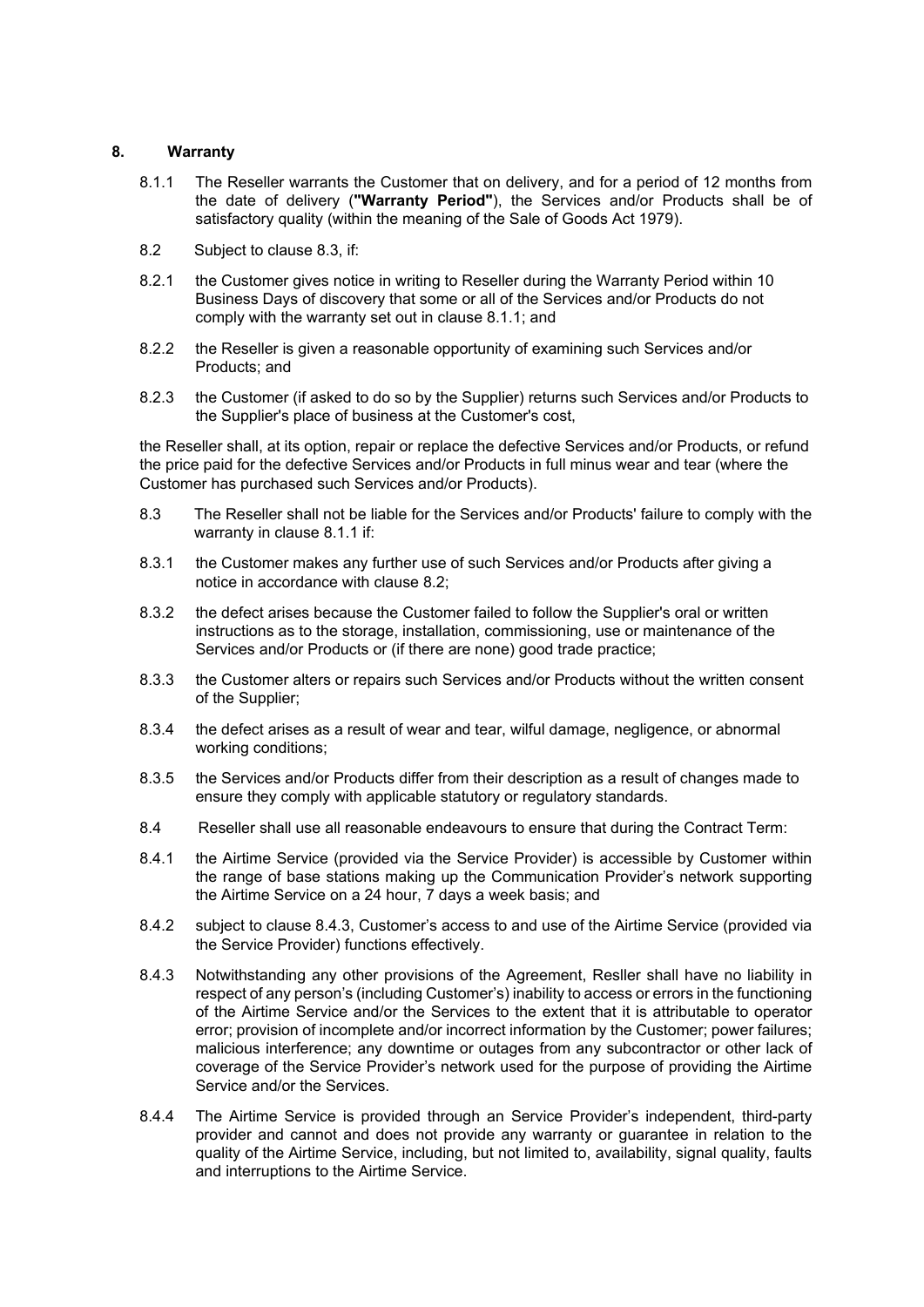## 8. Warranty

8.1.1 The Reseller warrants the Customer that on delivery, and for a period of 12 months from the date of delivery (**"Warranty Period"**), the Services and/or Products shall be of satisfactory quality (within the meaning of the Sale of Goods Act 1979).

8.2 Subject to clause 8.3, if:

8.2.1 the Customer gives notice in writing to Reseller during the Warranty Period within 10 Business Days of discovery that some or all of the Services and/or Products do not comply with the warranty set out in clause 8.1.1; and

8.2.2 the Reseller is given a reasonable opportunity of examining such Services and/or Products; and

8.2.3 the Customer (if asked to do so by the Supplier) returns such Services and/or Products to the Supplier's place of business at the Customer's cost,

the Reseller shall, at its option, repair or replace the defective Services and/or Products, or refund the price paid for the defective Services and/or Products in full minus wear and tear (where the Customer has purchased such Services and/or Products).

8.3 The Reseller shall not be liable for the Services and/or Products' failure to comply with the warranty in clause 8.1.1 if:

8.3.1 the Customer makes any further use of such Services and/or Products after giving a notice in accordance with clause 8.2;

8.3.2 the defect arises because the Customer failed to follow the Supplier's oral or written instructions as to the storage, installation, commissioning, use or maintenance of the Services and/or Products or (if there are none) good trade practice;

8.3.3 the Customer alters or repairs such Services and/or Products without the written consent of the Supplier;

8.3.4 the defect arises as a result of wear and tear, wilful damage, negligence, or abnormal working conditions;

8.3.5 the Services and/or Products differ from their description as a result of changes made to ensure they comply with applicable statutory or regulatory standards.

8.4 Reseller shall use all reasonable endeavours to ensure that during the Contract Term:

8.4.1 the Airtime Service (provided via the Service Provider) is accessible by Customer within the range of base stations making up the Communication Provider's network supporting the Airtime Service on a 24 hour, 7 days a week basis; and

8.4.2 subject to clause 8.4.3, Customer's access to and use of the Airtime Service (provided via the Service Provider) functions effectively.

8.4.3 Notwithstanding any other provisions of the Agreement, Resller shall have no liability in respect of any person's (including Customer's) inability to access or errors in the functioning of the Airtime Service and/or the Services to the extent that it is attributable to operator error; provision of incomplete and/or incorrect information by the Customer; power failures; malicious interference; any downtime or outages from any subcontractor or other lack of coverage of the Service Provider's network used for the purpose of providing the Airtime Service and/or the Services.

8.4.4 The Airtime Service is provided through an Service Provider's independent, third-party provider and cannot and does not provide any warranty or guarantee in relation to the quality of the Airtime Service, including, but not limited to, availability, signal quality, faults and interruptions to the Airtime Service.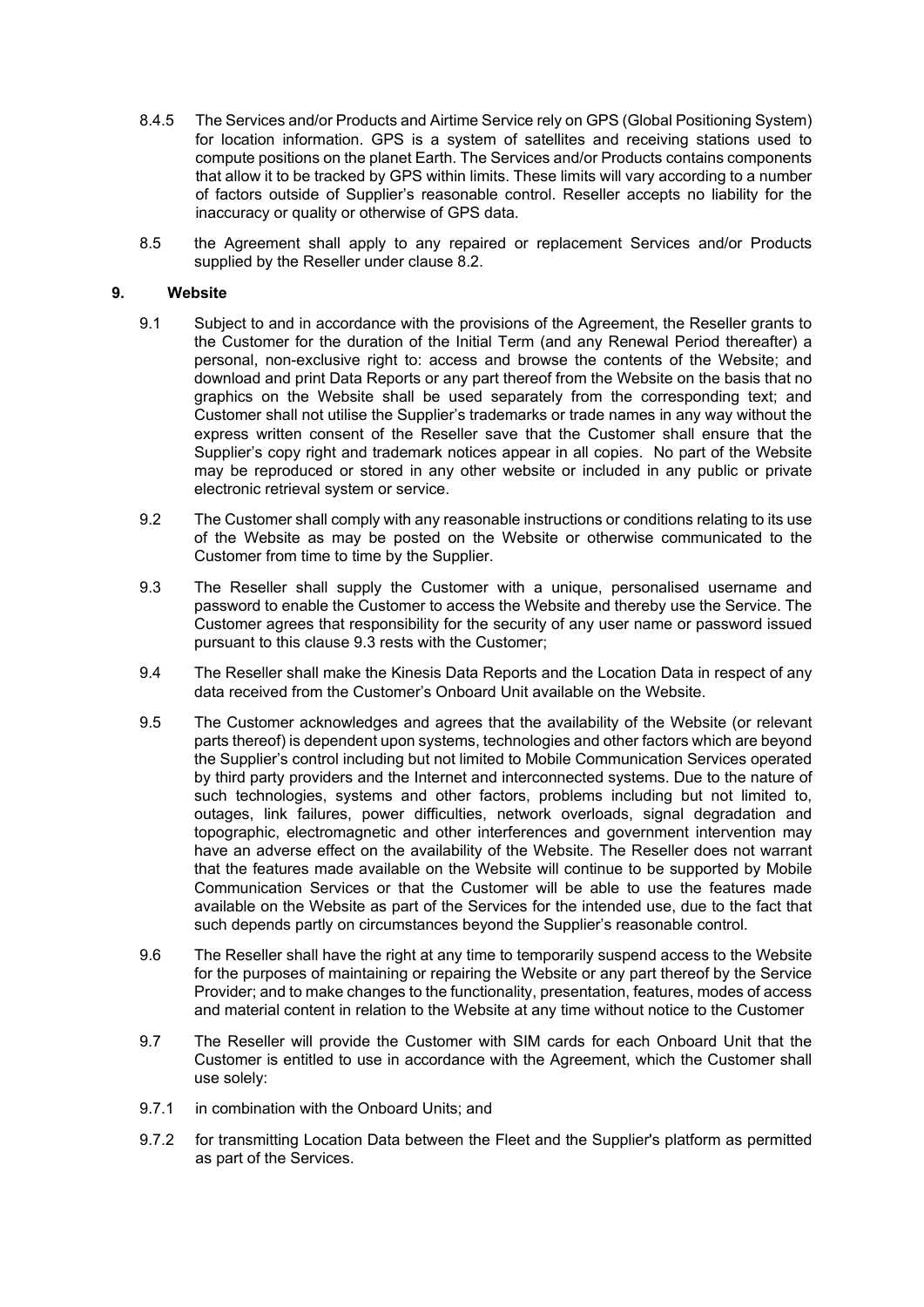8.4.5 The Services and/or Products and Airtime Service rely on GPS (Global Positioning System) for location information. GPS is a system of satellites and receiving stations used to compute positions on the planet Earth. The Services and/or Products contains components that allow it to be tracked by GPS within limits. These limits will vary according to a number of factors outside of Supplier's reasonable control. Reseller accepts no liability for the inaccuracy or quality or otherwise of GPS data.

8.5 the Agreement shall apply to any repaired or replacement Services and/or Products supplied by the Reseller under clause 8.2.

## 9. Website

9.1 Subject to and in accordance with the provisions of the Agreement, the Reseller grants to the Customer for the duration of the Initial Term (and any Renewal Period thereafter) a personal, non-exclusive right to: access and browse the contents of the Website; and download and print Data Reports or any part thereof from the Website on the basis that no graphics on the Website shall be used separately from the corresponding text; and Customer shall not utilise the Supplier's trademarks or trade names in any way without the express written consent of the Reseller save that the Customer shall ensure that the Supplier's copy right and trademark notices appear in all copies. No part of the Website may be reproduced or stored in any other website or included in any public or private electronic retrieval system or service.

9.2 The Customer shall comply with any reasonable instructions or conditions relating to its use of the Website as may be posted on the Website or otherwise communicated to the Customer from time to time by the Supplier.

9.3 The Reseller shall supply the Customer with a unique, personalised username and password to enable the Customer to access the Website and thereby use the Service. The Customer agrees that responsibility for the security of any user name or password issued pursuant to this clause 9.3 rests with the Customer;

9.4 The Reseller shall make the Kinesis Data Reports and the Location Data in respect of any data received from the Customer's Onboard Unit available on the Website.

9.5 The Customer acknowledges and agrees that the availability of the Website (or relevant parts thereof) is dependent upon systems, technologies and other factors which are beyond the Supplier's control including but not limited to Mobile Communication Services operated by third party providers and the Internet and interconnected systems. Due to the nature of such technologies, systems and other factors, problems including but not limited to, outages, link failures, power difficulties, network overloads, signal degradation and topographic, electromagnetic and other interferences and government intervention may have an adverse effect on the availability of the Website. The Reseller does not warrant that the features made available on the Website will continue to be supported by Mobile Communication Services or that the Customer will be able to use the features made available on the Website as part of the Services for the intended use, due to the fact that such depends partly on circumstances beyond the Supplier's reasonable control.

9.6 The Reseller shall have the right at any time to temporarily suspend access to the Website for the purposes of maintaining or repairing the Website or any part thereof by the Service Provider; and to make changes to the functionality, presentation, features, modes of access and material content in relation to the Website at any time without notice to the Customer

9.7 The Reseller will provide the Customer with SIM cards for each Onboard Unit that the Customer is entitled to use in accordance with the Agreement, which the Customer shall use solely:

9.7.1 in combination with the Onboard Units; and

9.7.2 for transmitting Location Data between the Fleet and the Supplier's platform as permitted as part of the Services.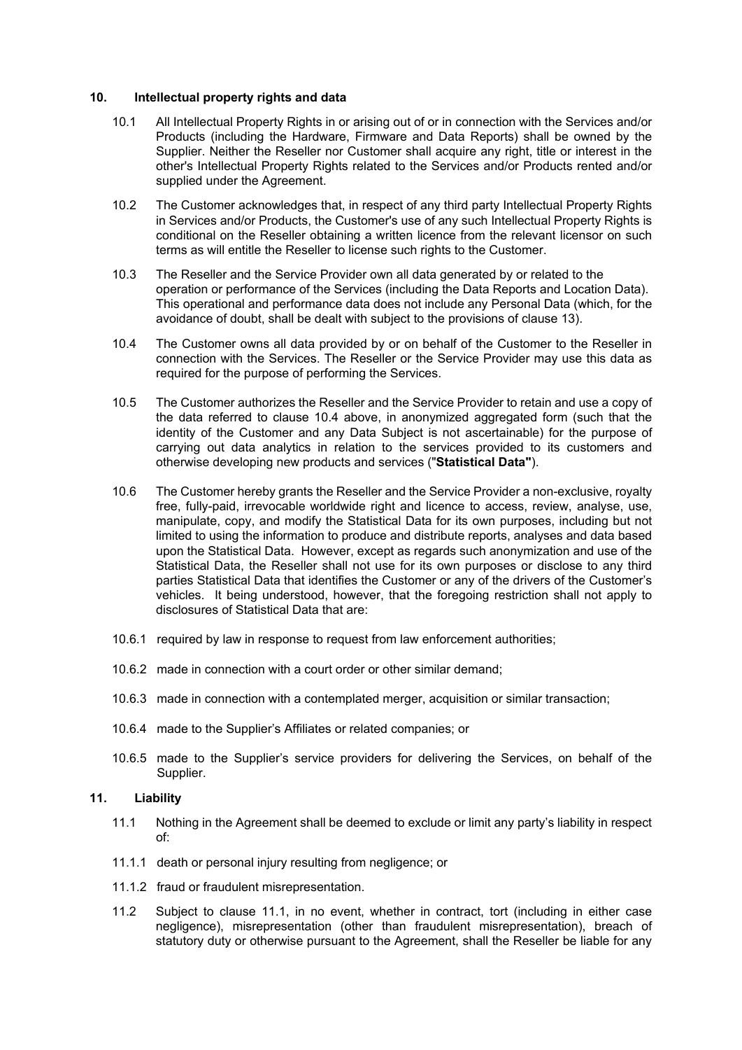## 10. Intellectual property rights and data

10.1 All Intellectual Property Rights in or arising out of or in connection with the Services and/or Products (including the Hardware, Firmware and Data Reports) shall be owned by the Supplier. Neither the Reseller nor Customer shall acquire any right, title or interest in the other's Intellectual Property Rights related to the Services and/or Products rented and/or supplied under the Agreement.

10.2 The Customer acknowledges that, in respect of any third party Intellectual Property Rights in Services and/or Products, the Customer's use of any such Intellectual Property Rights is conditional on the Reseller obtaining a written licence from the relevant licensor on such terms as will entitle the Reseller to license such rights to the Customer.

10.3 The Reseller and the Service Provider own all data generated by or related to the operation or performance of the Services (including the Data Reports and Location Data). This operational and performance data does not include any Personal Data (which, for the avoidance of doubt, shall be dealt with subject to the provisions of clause 13).

10.4 The Customer owns all data provided by or on behalf of the Customer to the Reseller in connection with the Services. The Reseller or the Service Provider may use this data as required for the purpose of performing the Services.

10.5 The Customer authorizes the Reseller and the Service Provider to retain and use a copy of the data referred to clause 10.4 above, in anonymized aggregated form (such that the identity of the Customer and any Data Subject is not ascertainable) for the purpose of carrying out data analytics in relation to the services provided to its customers and otherwise developing new products and services ("**Statistical Data"**).

10.6 The Customer hereby grants the Reseller and the Service Provider a non-exclusive, royalty free, fully-paid, irrevocable worldwide right and licence to access, review, analyse, use, manipulate, copy, and modify the Statistical Data for its own purposes, including but not limited to using the information to produce and distribute reports, analyses and data based upon the Statistical Data. However, except as regards such anonymization and use of the Statistical Data, the Reseller shall not use for its own purposes or disclose to any third parties Statistical Data that identifies the Customer or any of the drivers of the Customer's vehicles. It being understood, however, that the foregoing restriction shall not apply to disclosures of Statistical Data that are:

10.6.1 required by law in response to request from law enforcement authorities;

10.6.2 made in connection with a court order or other similar demand;

10.6.3 made in connection with a contemplated merger, acquisition or similar transaction;

10.6.4 made to the Supplier's Affiliates or related companies; or

10.6.5 made to the Supplier's service providers for delivering the Services, on behalf of the Supplier.

## 11. Liability

11.1 Nothing in the Agreement shall be deemed to exclude or limit any party's liability in respect of:

11.1.1 death or personal injury resulting from negligence; or

11.1.2 fraud or fraudulent misrepresentation.

11.2 Subject to clause 11.1, in no event, whether in contract, tort (including in either case negligence), misrepresentation (other than fraudulent misrepresentation), breach of statutory duty or otherwise pursuant to the Agreement, shall the Reseller be liable for any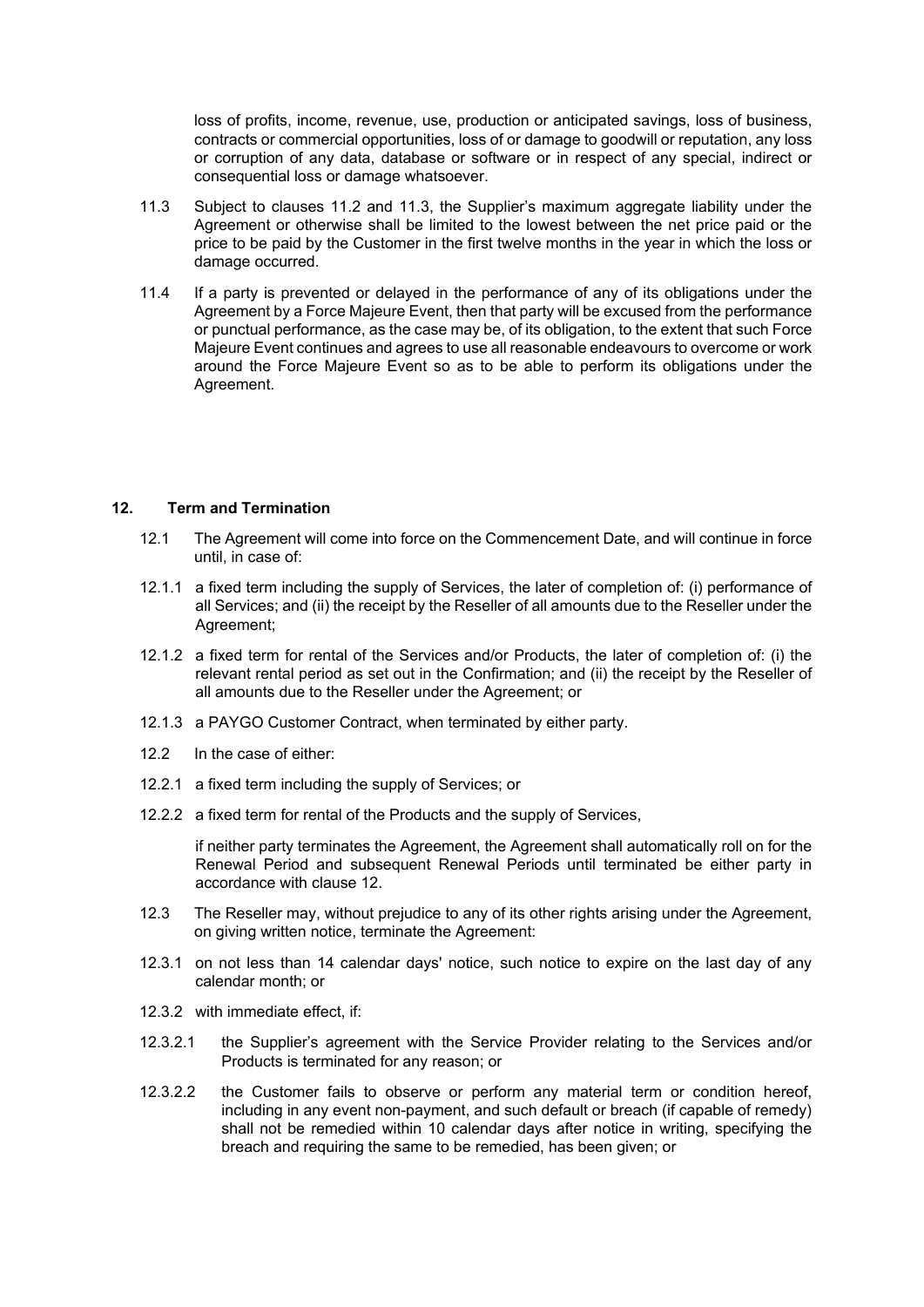loss of profits, income, revenue, use, production or anticipated savings, loss of business, contracts or commercial opportunities, loss of or damage to goodwill or reputation, any loss or corruption of any data, database or software or in respect of any special, indirect or consequential loss or damage whatsoever.

11.3 Subject to clauses 11.2 and 11.3, the Supplier's maximum aggregate liability under the Agreement or otherwise shall be limited to the lowest between the net price paid or the price to be paid by the Customer in the first twelve months in the year in which the loss or damage occurred.

11.4 If a party is prevented or delayed in the performance of any of its obligations under the Agreement by a Force Majeure Event, then that party will be excused from the performance or punctual performance, as the case may be, of its obligation, to the extent that such Force Majeure Event continues and agrees to use all reasonable endeavours to overcome or work around the Force Majeure Event so as to be able to perform its obligations under the Agreement.

## 12. Term and Termination

12.1 The Agreement will come into force on the Commencement Date, and will continue in force until, in case of:

12.1.1 a fixed term including the supply of Services, the later of completion of: (i) performance of all Services; and (ii) the receipt by the Reseller of all amounts due to the Reseller under the Agreement;

12.1.2 a fixed term for rental of the Services and/or Products, the later of completion of: (i) the relevant rental period as set out in the Confirmation; and (ii) the receipt by the Reseller of all amounts due to the Reseller under the Agreement; or

12.1.3 a PAYGO Customer Contract, when terminated by either party.

12.2 In the case of either:

12.2.1 a fixed term including the supply of Services; or

12.2.2 a fixed term for rental of the Products and the supply of Services,

if neither party terminates the Agreement, the Agreement shall automatically roll on for the Renewal Period and subsequent Renewal Periods until terminated be either party in accordance with clause 12.

12.3 The Reseller may, without prejudice to any of its other rights arising under the Agreement, on giving written notice, terminate the Agreement:

12.3.1 on not less than 14 calendar days' notice, such notice to expire on the last day of any calendar month; or

12.3.2 with immediate effect, if:

12.3.2.1 the Supplier's agreement with the Service Provider relating to the Services and/or Products is terminated for any reason; or

12.3.2.2 the Customer fails to observe or perform any material term or condition hereof, including in any event non-payment, and such default or breach (if capable of remedy) shall not be remedied within 10 calendar days after notice in writing, specifying the breach and requiring the same to be remedied, has been given; or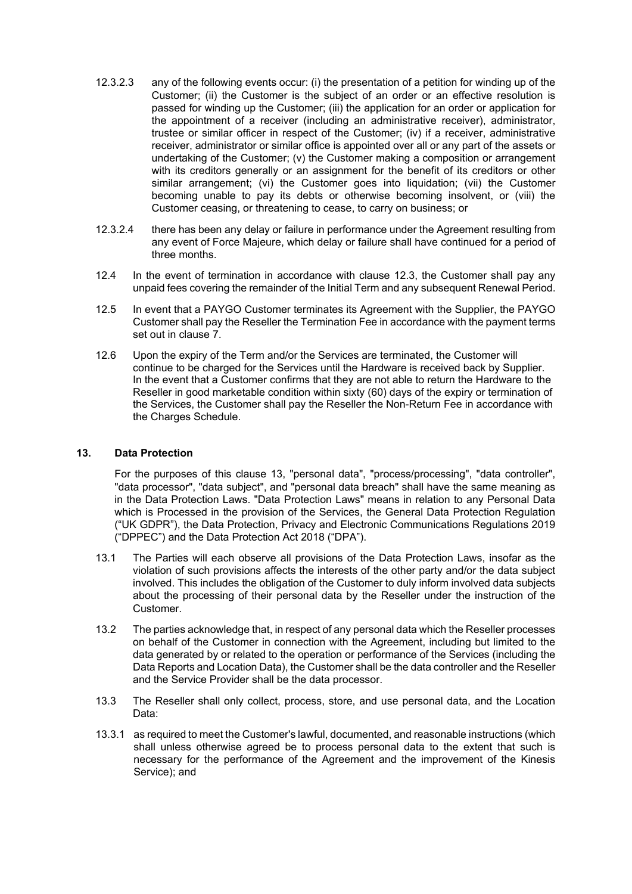12.3.2.3 any of the following events occur: (i) the presentation of a petition for winding up of the Customer; (ii) the Customer is the subject of an order or an effective resolution is passed for winding up the Customer; (iii) the application for an order or application for the appointment of a receiver (including an administrative receiver), administrator, trustee or similar officer in respect of the Customer; (iv) if a receiver, administrative receiver, administrator or similar office is appointed over all or any part of the assets or undertaking of the Customer; (v) the Customer making a composition or arrangement with its creditors generally or an assignment for the benefit of its creditors or other similar arrangement; (vi) the Customer goes into liquidation; (vii) the Customer becoming unable to pay its debts or otherwise becoming insolvent, or (viii) the Customer ceasing, or threatening to cease, to carry on business; or

12.3.2.4 there has been any delay or failure in performance under the Agreement resulting from any event of Force Majeure, which delay or failure shall have continued for a period of three months.

12.4 In the event of termination in accordance with clause 12.3, the Customer shall pay any unpaid fees covering the remainder of the Initial Term and any subsequent Renewal Period.

12.5 In event that a PAYGO Customer terminates its Agreement with the Supplier, the PAYGO Customer shall pay the Reseller the Termination Fee in accordance with the payment terms set out in clause 7.

12.6 Upon the expiry of the Term and/or the Services are terminated, the Customer will continue to be charged for the Services until the Hardware is received back by Supplier. In the event that a Customer confirms that they are not able to return the Hardware to the Reseller in good marketable condition within sixty (60) days of the expiry or termination of the Services, the Customer shall pay the Reseller the Non-Return Fee in accordance with the Charges Schedule.

## 13. Data Protection

For the purposes of this clause 13, "personal data", "process/processing", "data controller", "data processor", "data subject", and "personal data breach" shall have the same meaning as in the Data Protection Laws. "Data Protection Laws" means in relation to any Personal Data which is Processed in the provision of the Services, the General Data Protection Regulation ("UK GDPR"), the Data Protection, Privacy and Electronic Communications Regulations 2019 ("DPPEC") and the Data Protection Act 2018 ("DPA").

13.1 The Parties will each observe all provisions of the Data Protection Laws, insofar as the violation of such provisions affects the interests of the other party and/or the data subject involved. This includes the obligation of the Customer to duly inform involved data subjects about the processing of their personal data by the Reseller under the instruction of the Customer.

13.2 The parties acknowledge that, in respect of any personal data which the Reseller processes on behalf of the Customer in connection with the Agreement, including but limited to the data generated by or related to the operation or performance of the Services (including the Data Reports and Location Data), the Customer shall be the data controller and the Reseller and the Service Provider shall be the data processor.

13.3 The Reseller shall only collect, process, store, and use personal data, and the Location Data:

13.3.1 as required to meet the Customer's lawful, documented, and reasonable instructions (which shall unless otherwise agreed be to process personal data to the extent that such is necessary for the performance of the Agreement and the improvement of the Kinesis Service); and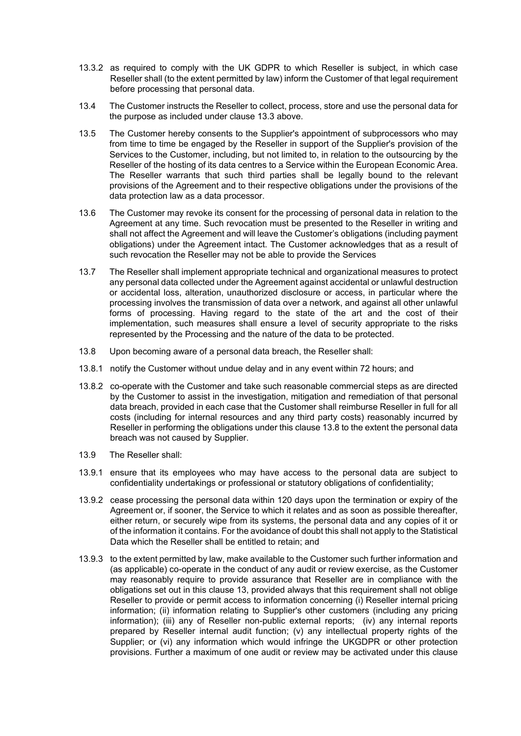13.3.2 as required to comply with the UK GDPR to which Reseller is subject, in which case Reseller shall (to the extent permitted by law) inform the Customer of that legal requirement before processing that personal data.

13.4 The Customer instructs the Reseller to collect, process, store and use the personal data for the purpose as included under clause 13.3 above.

13.5 The Customer hereby consents to the Supplier's appointment of subprocessors who may from time to time be engaged by the Reseller in support of the Supplier's provision of the Services to the Customer, including, but not limited to, in relation to the outsourcing by the Reseller of the hosting of its data centres to a Service within the European Economic Area. The Reseller warrants that such third parties shall be legally bound to the relevant provisions of the Agreement and to their respective obligations under the provisions of the data protection law as a data processor.

13.6 The Customer may revoke its consent for the processing of personal data in relation to the Agreement at any time. Such revocation must be presented to the Reseller in writing and shall not affect the Agreement and will leave the Customer's obligations (including payment obligations) under the Agreement intact. The Customer acknowledges that as a result of such revocation the Reseller may not be able to provide the Services

13.7 The Reseller shall implement appropriate technical and organizational measures to protect any personal data collected under the Agreement against accidental or unlawful destruction or accidental loss, alteration, unauthorized disclosure or access, in particular where the processing involves the transmission of data over a network, and against all other unlawful forms of processing. Having regard to the state of the art and the cost of their implementation, such measures shall ensure a level of security appropriate to the risks represented by the Processing and the nature of the data to be protected.

13.8 Upon becoming aware of a personal data breach, the Reseller shall:

13.8.1 notify the Customer without undue delay and in any event within 72 hours; and

13.8.2 co-operate with the Customer and take such reasonable commercial steps as are directed by the Customer to assist in the investigation, mitigation and remediation of that personal data breach, provided in each case that the Customer shall reimburse Reseller in full for all costs (including for internal resources and any third party costs) reasonably incurred by Reseller in performing the obligations under this clause 13.8 to the extent the personal data breach was not caused by Supplier.

13.9 The Reseller shall:

13.9.1 ensure that its employees who may have access to the personal data are subject to confidentiality undertakings or professional or statutory obligations of confidentiality;

13.9.2 cease processing the personal data within 120 days upon the termination or expiry of the Agreement or, if sooner, the Service to which it relates and as soon as possible thereafter, either return, or securely wipe from its systems, the personal data and any copies of it or of the information it contains. For the avoidance of doubt this shall not apply to the Statistical Data which the Reseller shall be entitled to retain; and

13.9.3 to the extent permitted by law, make available to the Customer such further information and (as applicable) co-operate in the conduct of any audit or review exercise, as the Customer may reasonably require to provide assurance that Reseller are in compliance with the obligations set out in this clause 13, provided always that this requirement shall not oblige Reseller to provide or permit access to information concerning (i) Reseller internal pricing information; (ii) information relating to Supplier's other customers (including any pricing information); (iii) any of Reseller non-public external reports; (iv) any internal reports prepared by Reseller internal audit function; (v) any intellectual property rights of the Supplier; or (vi) any information which would infringe the UKGDPR or other protection provisions. Further a maximum of one audit or review may be activated under this clause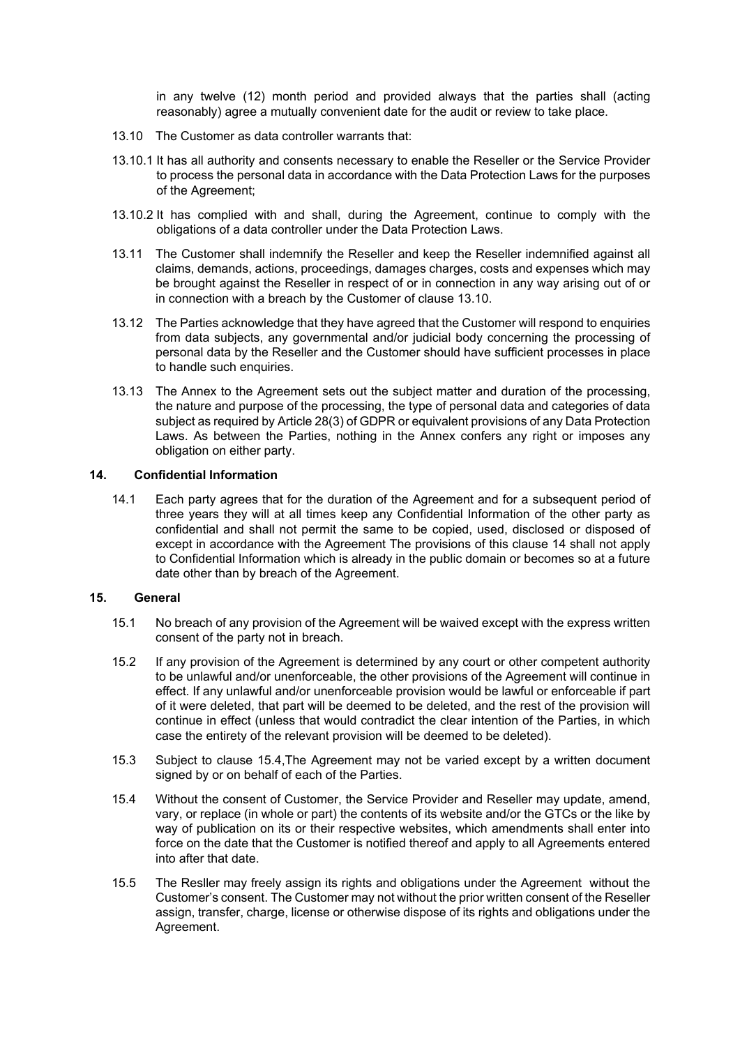in any twelve (12) month period and provided always that the parties shall (acting reasonably) agree a mutually convenient date for the audit or review to take place.

13.10 The Customer as data controller warrants that:

13.10.1 It has all authority and consents necessary to enable the Reseller or the Service Provider to process the personal data in accordance with the Data Protection Laws for the purposes of the Agreement;

13.10.2 It has complied with and shall, during the Agreement, continue to comply with the obligations of a data controller under the Data Protection Laws.

13.11 The Customer shall indemnify the Reseller and keep the Reseller indemnified against all claims, demands, actions, proceedings, damages charges, costs and expenses which may be brought against the Reseller in respect of or in connection in any way arising out of or in connection with a breach by the Customer of clause 13.10.

13.12 The Parties acknowledge that they have agreed that the Customer will respond to enquiries from data subjects, any governmental and/or judicial body concerning the processing of personal data by the Reseller and the Customer should have sufficient processes in place to handle such enquiries.

13.13 The Annex to the Agreement sets out the subject matter and duration of the processing, the nature and purpose of the processing, the type of personal data and categories of data subject as required by Article 28(3) of GDPR or equivalent provisions of any Data Protection Laws. As between the Parties, nothing in the Annex confers any right or imposes any obligation on either party.

## 14. Confidential Information

14.1 Each party agrees that for the duration of the Agreement and for a subsequent period of three years they will at all times keep any Confidential Information of the other party as confidential and shall not permit the same to be copied, used, disclosed or disposed of except in accordance with the Agreement The provisions of this clause 14 shall not apply to Confidential Information which is already in the public domain or becomes so at a future date other than by breach of the Agreement.

## 15. General

15.1 No breach of any provision of the Agreement will be waived except with the express written consent of the party not in breach.

15.2 If any provision of the Agreement is determined by any court or other competent authority to be unlawful and/or unenforceable, the other provisions of the Agreement will continue in effect. If any unlawful and/or unenforceable provision would be lawful or enforceable if part of it were deleted, that part will be deemed to be deleted, and the rest of the provision will continue in effect (unless that would contradict the clear intention of the Parties, in which case the entirety of the relevant provision will be deemed to be deleted).

15.3 Subject to clause 15.4,The Agreement may not be varied except by a written document signed by or on behalf of each of the Parties.

15.4 Without the consent of Customer, the Service Provider and Reseller may update, amend, vary, or replace (in whole or part) the contents of its website and/or the GTCs or the like by way of publication on its or their respective websites, which amendments shall enter into force on the date that the Customer is notified thereof and apply to all Agreements entered into after that date.

15.5 The Resller may freely assign its rights and obligations under the Agreement without the Customer's consent. The Customer may not without the prior written consent of the Reseller assign, transfer, charge, license or otherwise dispose of its rights and obligations under the Agreement.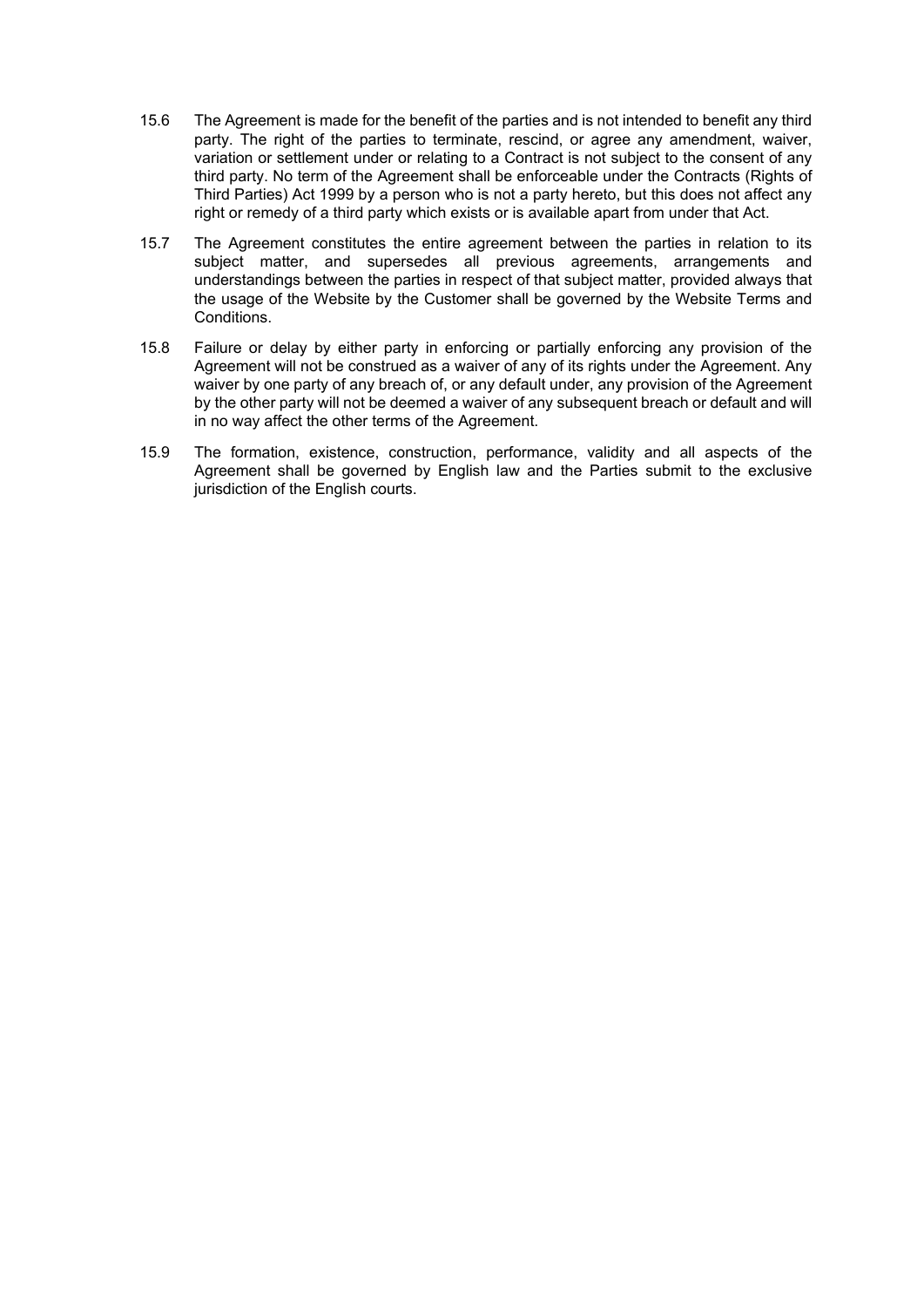15.6 The Agreement is made for the benefit of the parties and is not intended to benefit any third party. The right of the parties to terminate, rescind, or agree any amendment, waiver, variation or settlement under or relating to a Contract is not subject to the consent of any third party. No term of the Agreement shall be enforceable under the Contracts (Rights of Third Parties) Act 1999 by a person who is not a party hereto, but this does not affect any right or remedy of a third party which exists or is available apart from under that Act.

15.7 The Agreement constitutes the entire agreement between the parties in relation to its subject matter, and supersedes all previous agreements, arrangements and understandings between the parties in respect of that subject matter, provided always that the usage of the Website by the Customer shall be governed by the Website Terms and Conditions.

15.8 Failure or delay by either party in enforcing or partially enforcing any provision of the Agreement will not be construed as a waiver of any of its rights under the Agreement. Any waiver by one party of any breach of, or any default under, any provision of the Agreement by the other party will not be deemed a waiver of any subsequent breach or default and will in no way affect the other terms of the Agreement.

15.9 The formation, existence, construction, performance, validity and all aspects of the Agreement shall be governed by English law and the Parties submit to the exclusive jurisdiction of the English courts.